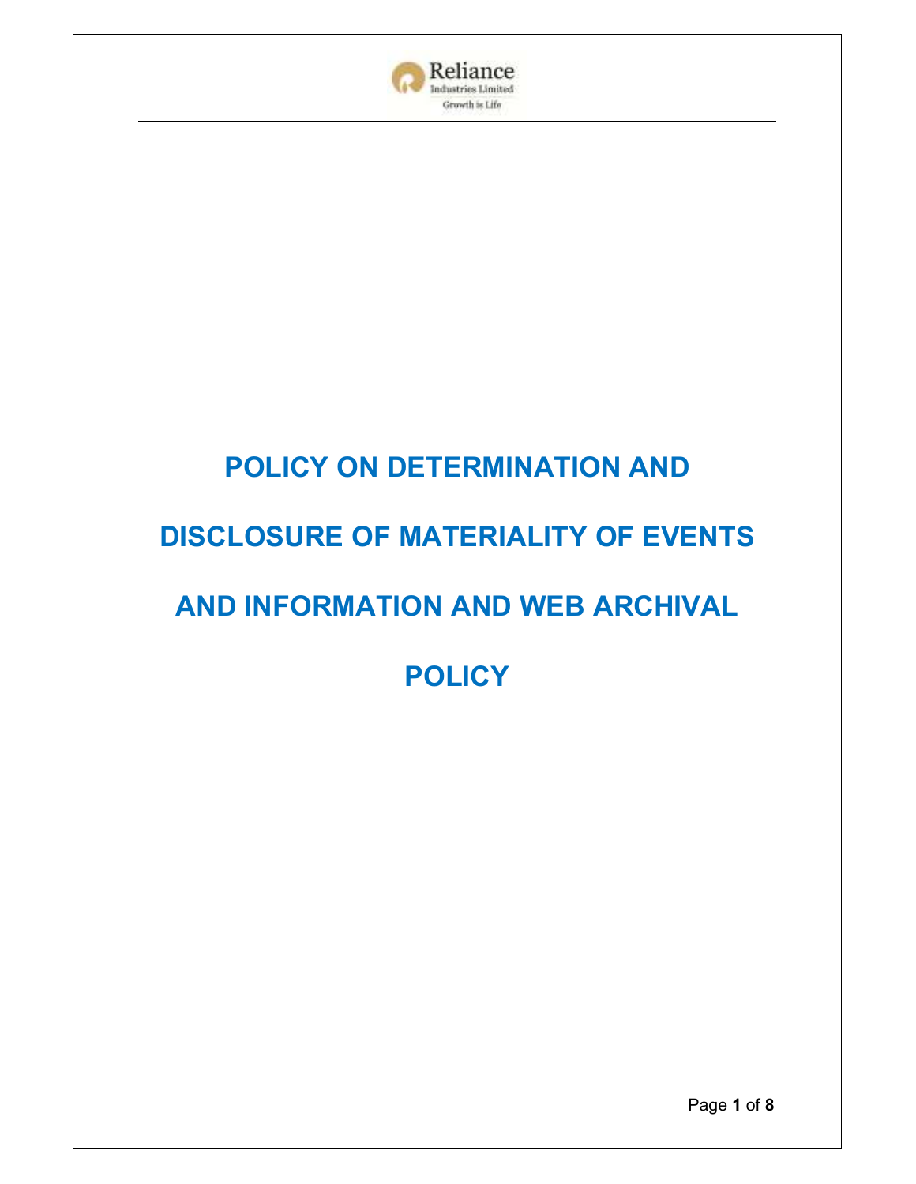# POLICY ON DETERMINATION AND DISCLOSURE OF MATERIALITY OF EVENTS AND INFORMATION AND WEB ARCHIVAL POLICY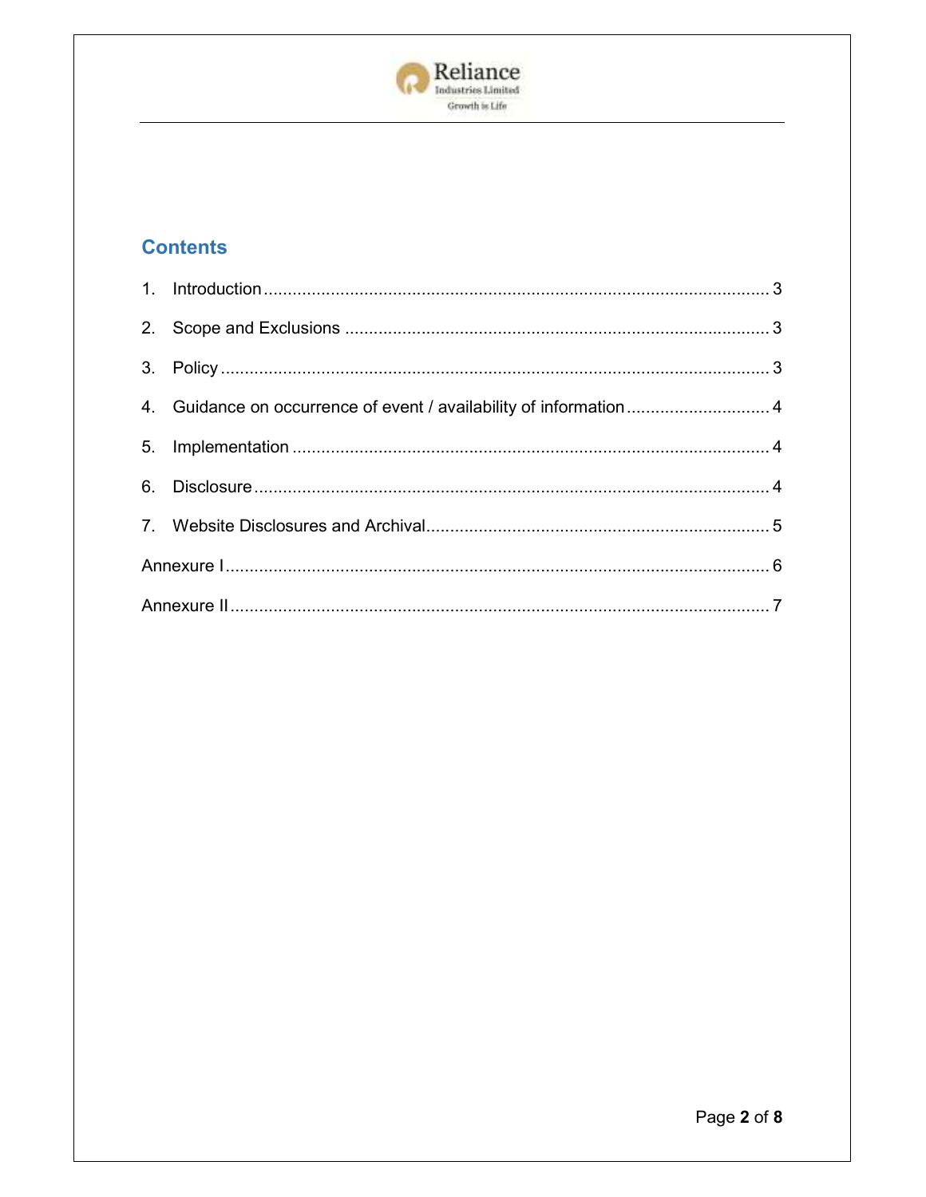## Contents

1. Introduction ........................................................................................................ 3
2. Scope and Exclusions ........................................................................................ 3
3. Policy .................................................................................................................. 3
4. Guidance on occurrence of event / availability of information ............................. 4
5. Implementation ................................................................................................... 4
6. Disclosure ........................................................................................................... 4
7. Website Disclosures and Archival ....................................................................... 5

Annexure I ................................................................................................................ 6

Annexure II ............................................................................................................... 7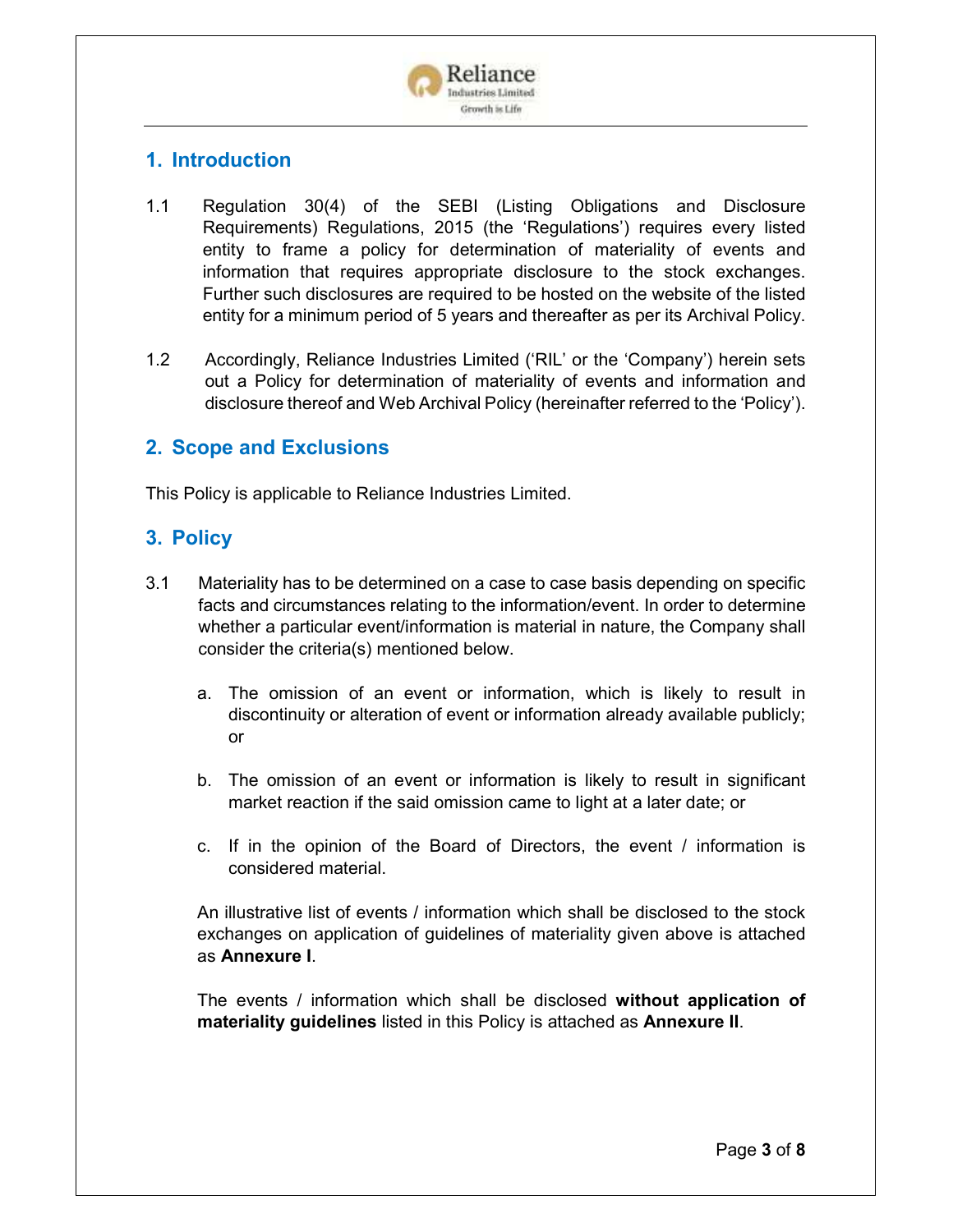## 1. Introduction

1.1 Regulation 30(4) of the SEBI (Listing Obligations and Disclosure Requirements) Regulations, 2015 (the 'Regulations') requires every listed entity to frame a policy for determination of materiality of events and information that requires appropriate disclosure to the stock exchanges. Further such disclosures are required to be hosted on the website of the listed entity for a minimum period of 5 years and thereafter as per its Archival Policy.

1.2 Accordingly, Reliance Industries Limited ('RIL' or the 'Company') herein sets out a Policy for determination of materiality of events and information and disclosure thereof and Web Archival Policy (hereinafter referred to the 'Policy').

## 2. Scope and Exclusions

This Policy is applicable to Reliance Industries Limited.

## 3. Policy

3.1 Materiality has to be determined on a case to case basis depending on specific facts and circumstances relating to the information/event. In order to determine whether a particular event/information is material in nature, the Company shall consider the criteria(s) mentioned below.

a. The omission of an event or information, which is likely to result in discontinuity or alteration of event or information already available publicly; or

b. The omission of an event or information is likely to result in significant market reaction if the said omission came to light at a later date; or

c. If in the opinion of the Board of Directors, the event / information is considered material.

An illustrative list of events / information which shall be disclosed to the stock exchanges on application of guidelines of materiality given above is attached as **Annexure I**.

The events / information which shall be disclosed **without application of materiality guidelines** listed in this Policy is attached as **Annexure II**.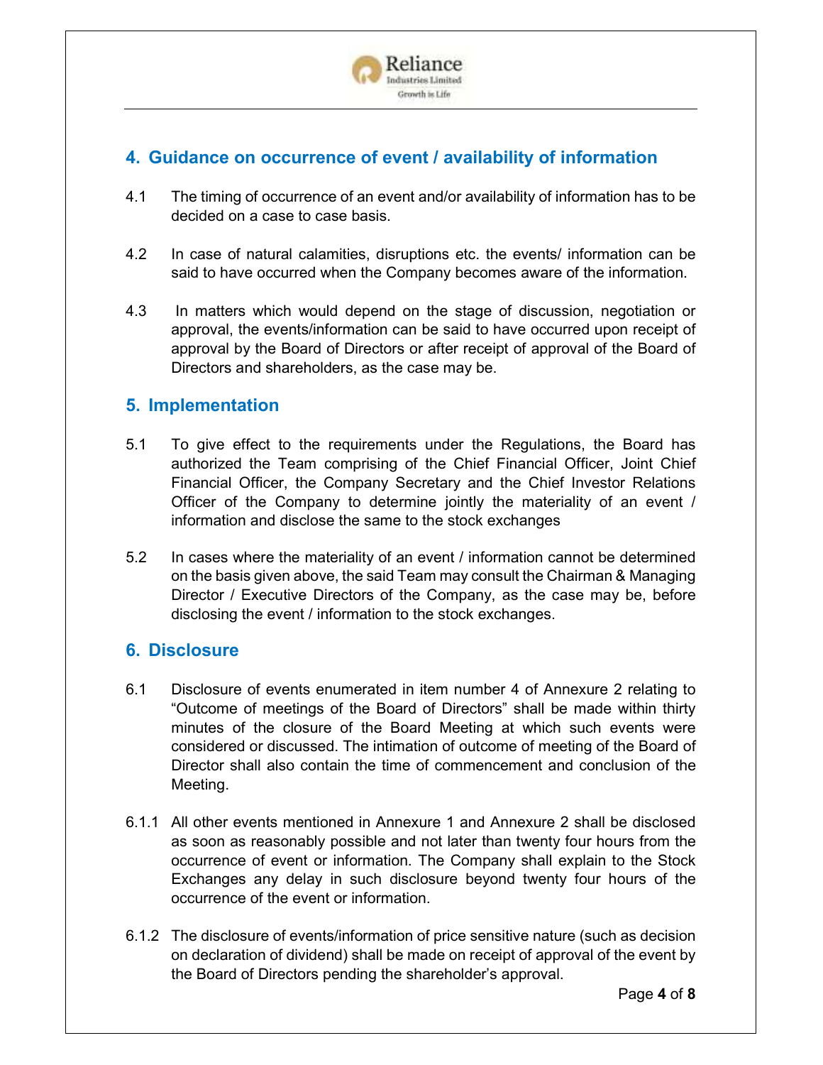## 4. Guidance on occurrence of event / availability of information

4.1 The timing of occurrence of an event and/or availability of information has to be decided on a case to case basis.

4.2 In case of natural calamities, disruptions etc. the events/ information can be said to have occurred when the Company becomes aware of the information.

4.3 In matters which would depend on the stage of discussion, negotiation or approval, the events/information can be said to have occurred upon receipt of approval by the Board of Directors or after receipt of approval of the Board of Directors and shareholders, as the case may be.

## 5. Implementation

5.1 To give effect to the requirements under the Regulations, the Board has authorized the Team comprising of the Chief Financial Officer, Joint Chief Financial Officer, the Company Secretary and the Chief Investor Relations Officer of the Company to determine jointly the materiality of an event / information and disclose the same to the stock exchanges

5.2 In cases where the materiality of an event / information cannot be determined on the basis given above, the said Team may consult the Chairman & Managing Director / Executive Directors of the Company, as the case may be, before disclosing the event / information to the stock exchanges.

## 6. Disclosure

6.1 Disclosure of events enumerated in item number 4 of Annexure 2 relating to "Outcome of meetings of the Board of Directors" shall be made within thirty minutes of the closure of the Board Meeting at which such events were considered or discussed. The intimation of outcome of meeting of the Board of Director shall also contain the time of commencement and conclusion of the Meeting.

6.1.1 All other events mentioned in Annexure 1 and Annexure 2 shall be disclosed as soon as reasonably possible and not later than twenty four hours from the occurrence of event or information. The Company shall explain to the Stock Exchanges any delay in such disclosure beyond twenty four hours of the occurrence of the event or information.

6.1.2 The disclosure of events/information of price sensitive nature (such as decision on declaration of dividend) shall be made on receipt of approval of the event by the Board of Directors pending the shareholder's approval.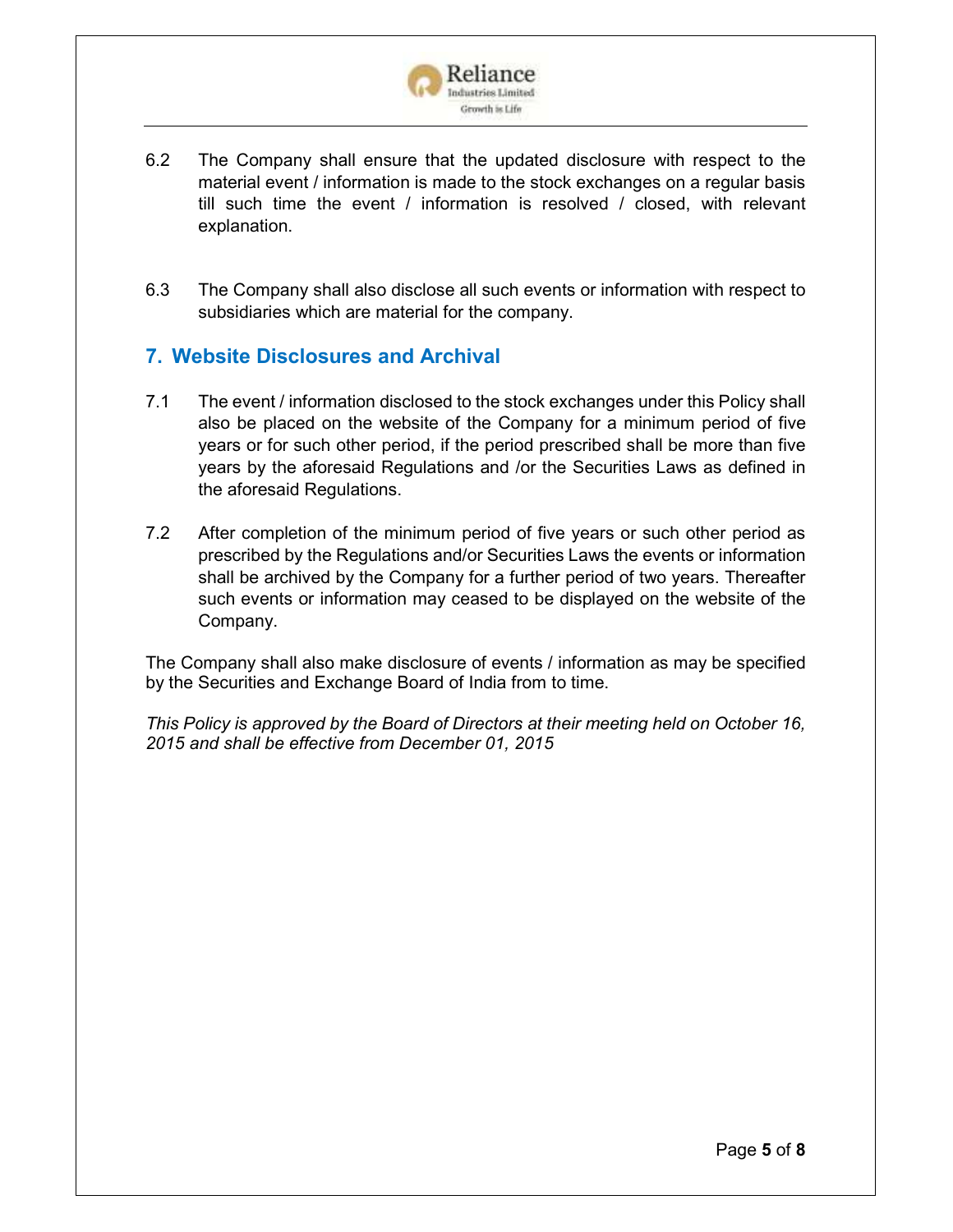6.2 The Company shall ensure that the updated disclosure with respect to the material event / information is made to the stock exchanges on a regular basis till such time the event / information is resolved / closed, with relevant explanation.

6.3 The Company shall also disclose all such events or information with respect to subsidiaries which are material for the company.

## 7. Website Disclosures and Archival

7.1 The event / information disclosed to the stock exchanges under this Policy shall also be placed on the website of the Company for a minimum period of five years or for such other period, if the period prescribed shall be more than five years by the aforesaid Regulations and /or the Securities Laws as defined in the aforesaid Regulations.

7.2 After completion of the minimum period of five years or such other period as prescribed by the Regulations and/or Securities Laws the events or information shall be archived by the Company for a further period of two years. Thereafter such events or information may ceased to be displayed on the website of the Company.

The Company shall also make disclosure of events / information as may be specified by the Securities and Exchange Board of India from to time.

*This Policy is approved by the Board of Directors at their meeting held on October 16, 2015 and shall be effective from December 01, 2015*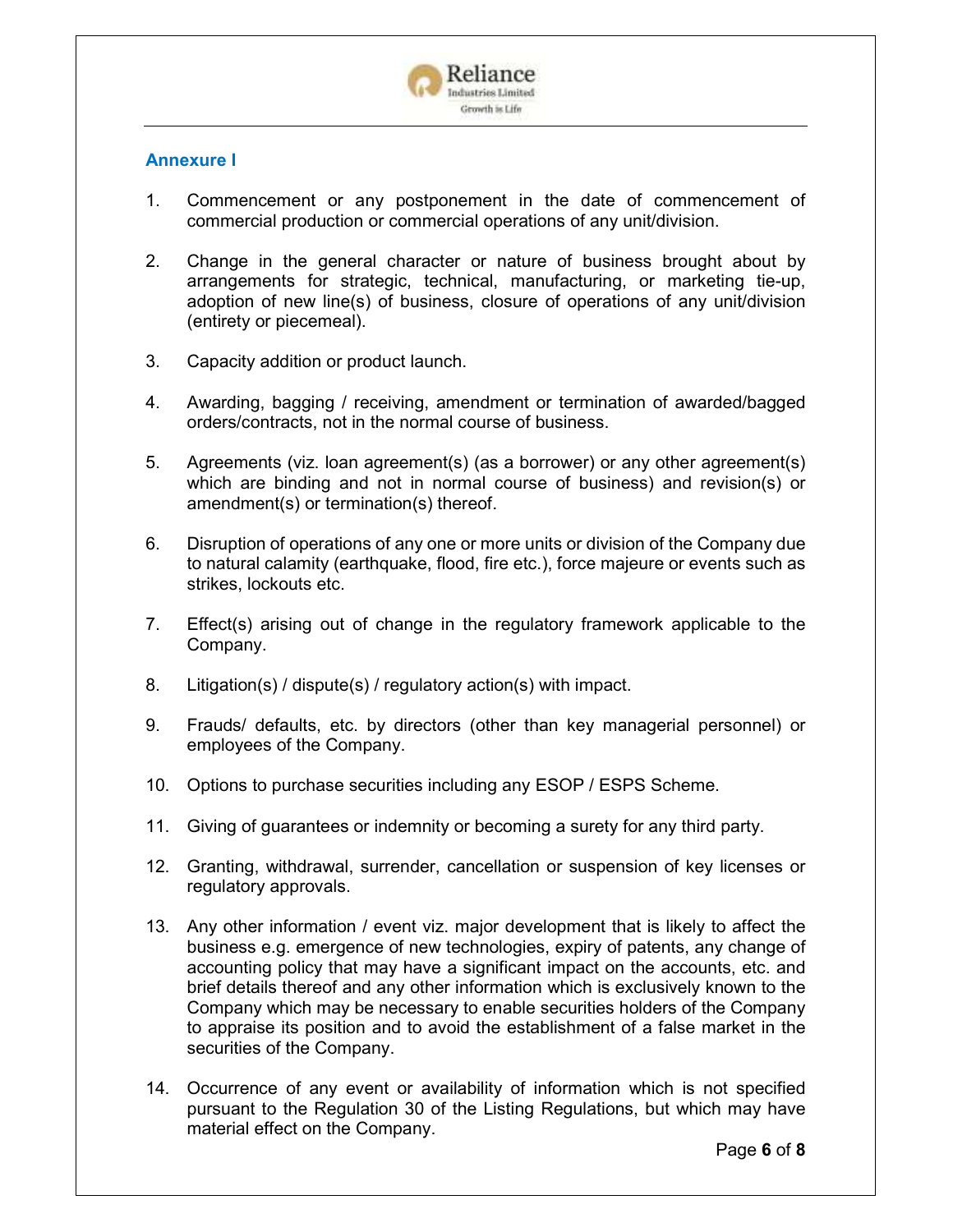## Annexure I

1. Commencement or any postponement in the date of commencement of commercial production or commercial operations of any unit/division.

2. Change in the general character or nature of business brought about by arrangements for strategic, technical, manufacturing, or marketing tie-up, adoption of new line(s) of business, closure of operations of any unit/division (entirety or piecemeal).

3. Capacity addition or product launch.

4. Awarding, bagging / receiving, amendment or termination of awarded/bagged orders/contracts, not in the normal course of business.

5. Agreements (viz. loan agreement(s) (as a borrower) or any other agreement(s) which are binding and not in normal course of business) and revision(s) or amendment(s) or termination(s) thereof.

6. Disruption of operations of any one or more units or division of the Company due to natural calamity (earthquake, flood, fire etc.), force majeure or events such as strikes, lockouts etc.

7. Effect(s) arising out of change in the regulatory framework applicable to the Company.

8. Litigation(s) / dispute(s) / regulatory action(s) with impact.

9. Frauds/ defaults, etc. by directors (other than key managerial personnel) or employees of the Company.

10. Options to purchase securities including any ESOP / ESPS Scheme.

11. Giving of guarantees or indemnity or becoming a surety for any third party.

12. Granting, withdrawal, surrender, cancellation or suspension of key licenses or regulatory approvals.

13. Any other information / event viz. major development that is likely to affect the business e.g. emergence of new technologies, expiry of patents, any change of accounting policy that may have a significant impact on the accounts, etc. and brief details thereof and any other information which is exclusively known to the Company which may be necessary to enable securities holders of the Company to appraise its position and to avoid the establishment of a false market in the securities of the Company.

14. Occurrence of any event or availability of information which is not specified pursuant to the Regulation 30 of the Listing Regulations, but which may have material effect on the Company.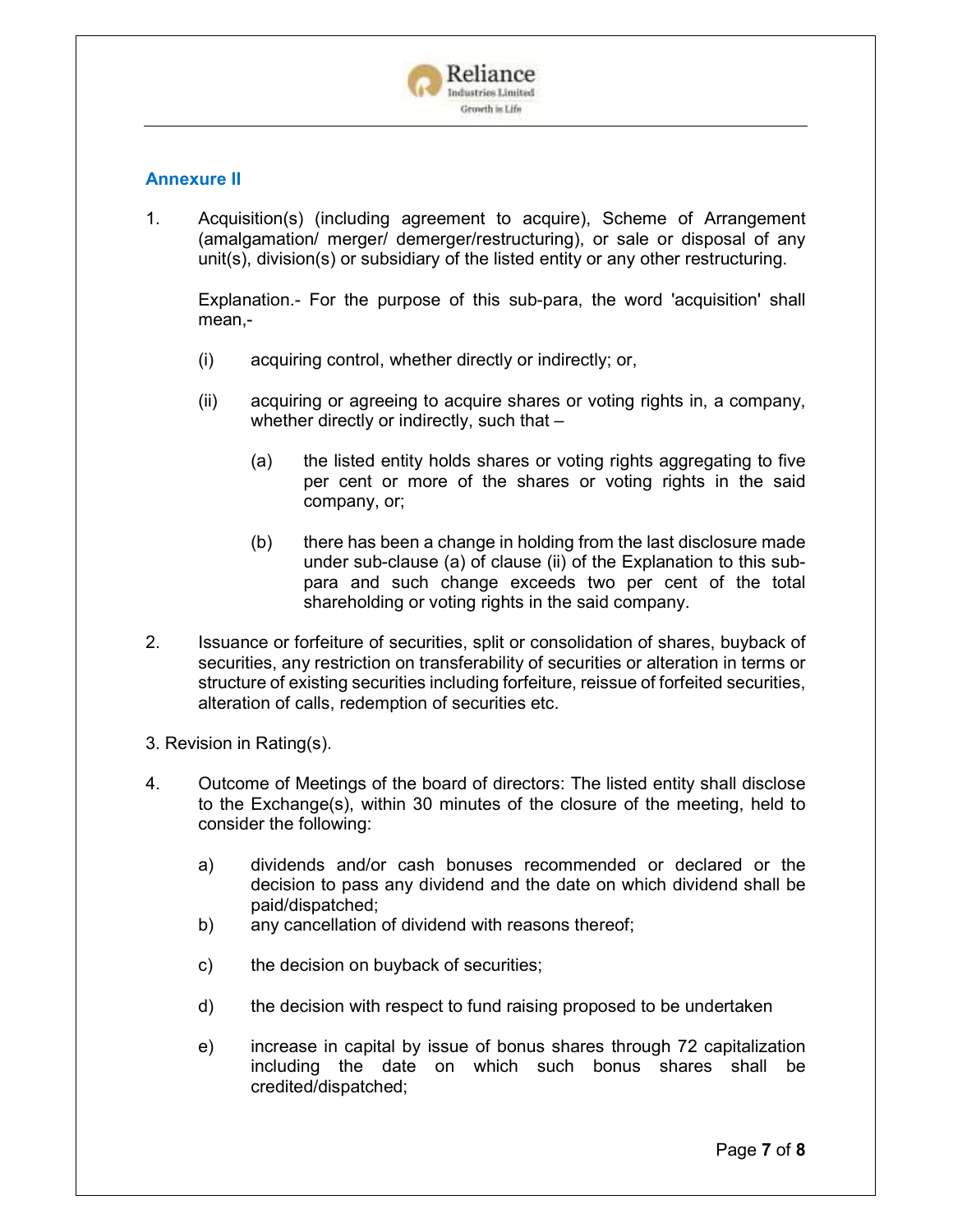## Annexure II

1. Acquisition(s) (including agreement to acquire), Scheme of Arrangement (amalgamation/ merger/ demerger/restructuring), or sale or disposal of any unit(s), division(s) or subsidiary of the listed entity or any other restructuring.

   Explanation.- For the purpose of this sub-para, the word 'acquisition' shall mean,-

   (i) acquiring control, whether directly or indirectly; or,

   (ii) acquiring or agreeing to acquire shares or voting rights in, a company, whether directly or indirectly, such that –

   (a) the listed entity holds shares or voting rights aggregating to five per cent or more of the shares or voting rights in the said company, or;

   (b) there has been a change in holding from the last disclosure made under sub-clause (a) of clause (ii) of the Explanation to this sub-para and such change exceeds two per cent of the total shareholding or voting rights in the said company.

2. Issuance or forfeiture of securities, split or consolidation of shares, buyback of securities, any restriction on transferability of securities or alteration in terms or structure of existing securities including forfeiture, reissue of forfeited securities, alteration of calls, redemption of securities etc.

3. Revision in Rating(s).

4. Outcome of Meetings of the board of directors: The listed entity shall disclose to the Exchange(s), within 30 minutes of the closure of the meeting, held to consider the following:

   a) dividends and/or cash bonuses recommended or declared or the decision to pass any dividend and the date on which dividend shall be paid/dispatched;

   b) any cancellation of dividend with reasons thereof;

   c) the decision on buyback of securities;

   d) the decision with respect to fund raising proposed to be undertaken

   e) increase in capital by issue of bonus shares through 72 capitalization including the date on which such bonus shares shall be credited/dispatched;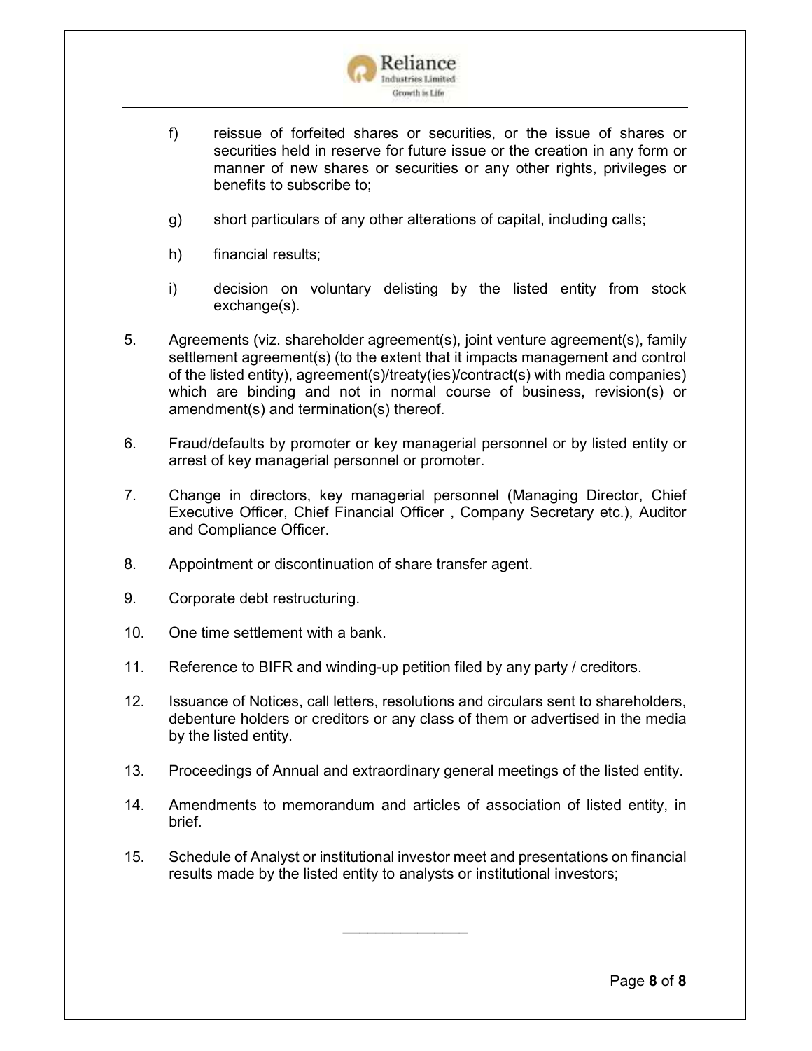f) reissue of forfeited shares or securities, or the issue of shares or securities held in reserve for future issue or the creation in any form or manner of new shares or securities or any other rights, privileges or benefits to subscribe to;

g) short particulars of any other alterations of capital, including calls;

h) financial results;

i) decision on voluntary delisting by the listed entity from stock exchange(s).

5. Agreements (viz. shareholder agreement(s), joint venture agreement(s), family settlement agreement(s) (to the extent that it impacts management and control of the listed entity), agreement(s)/treaty(ies)/contract(s) with media companies) which are binding and not in normal course of business, revision(s) or amendment(s) and termination(s) thereof.

6. Fraud/defaults by promoter or key managerial personnel or by listed entity or arrest of key managerial personnel or promoter.

7. Change in directors, key managerial personnel (Managing Director, Chief Executive Officer, Chief Financial Officer , Company Secretary etc.), Auditor and Compliance Officer.

8. Appointment or discontinuation of share transfer agent.

9. Corporate debt restructuring.

10. One time settlement with a bank.

11. Reference to BIFR and winding-up petition filed by any party / creditors.

12. Issuance of Notices, call letters, resolutions and circulars sent to shareholders, debenture holders or creditors or any class of them or advertised in the media by the listed entity.

13. Proceedings of Annual and extraordinary general meetings of the listed entity.

14. Amendments to memorandum and articles of association of listed entity, in brief.

15. Schedule of Analyst or institutional investor meet and presentations on financial results made by the listed entity to analysts or institutional investors;

---